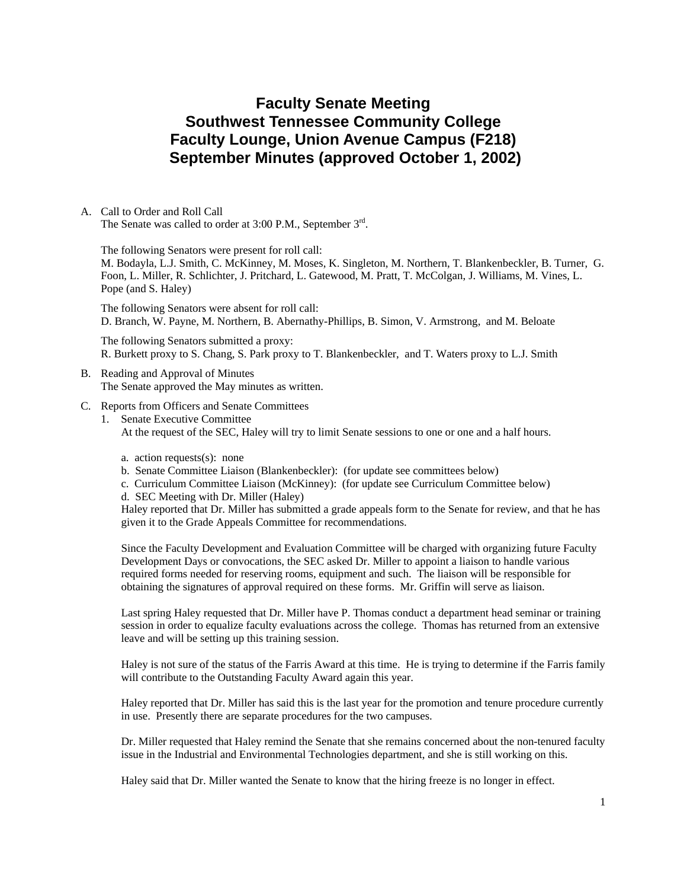# Faculty Senate Meeting
# Southwest Tennessee Community College
# Faculty Lounge, Union Avenue Campus (F218)
# September Minutes (approved October 1, 2002)

A. Call to Order and Roll Call
   The Senate was called to order at 3:00 P.M., September 3rd.

   The following Senators were present for roll call:
   M. Bodayla, L.J. Smith, C. McKinney, M. Moses, K. Singleton, M. Northern, T. Blankenbeckler, B. Turner, G. Foon, L. Miller, R. Schlichter, J. Pritchard, L. Gatewood, M. Pratt, T. McColgan, J. Williams, M. Vines, L. Pope (and S. Haley)

   The following Senators were absent for roll call:
   D. Branch, W. Payne, M. Northern, B. Abernathy-Phillips, B. Simon, V. Armstrong, and M. Beloate

   The following Senators submitted a proxy:
   R. Burkett proxy to S. Chang, S. Park proxy to T. Blankenbeckler, and T. Waters proxy to L.J. Smith

B. Reading and Approval of Minutes
   The Senate approved the May minutes as written.

C. Reports from Officers and Senate Committees
   1. Senate Executive Committee
      At the request of the SEC, Haley will try to limit Senate sessions to one or one and a half hours.

      a. action requests(s): none
      b. Senate Committee Liaison (Blankenbeckler): (for update see committees below)
      c. Curriculum Committee Liaison (McKinney): (for update see Curriculum Committee below)
      d. SEC Meeting with Dr. Miller (Haley)
      Haley reported that Dr. Miller has submitted a grade appeals form to the Senate for review, and that he has given it to the Grade Appeals Committee for recommendations.

      Since the Faculty Development and Evaluation Committee will be charged with organizing future Faculty Development Days or convocations, the SEC asked Dr. Miller to appoint a liaison to handle various required forms needed for reserving rooms, equipment and such. The liaison will be responsible for obtaining the signatures of approval required on these forms. Mr. Griffin will serve as liaison.

      Last spring Haley requested that Dr. Miller have P. Thomas conduct a department head seminar or training session in order to equalize faculty evaluations across the college. Thomas has returned from an extensive leave and will be setting up this training session.

      Haley is not sure of the status of the Farris Award at this time. He is trying to determine if the Farris family will contribute to the Outstanding Faculty Award again this year.

      Haley reported that Dr. Miller has said this is the last year for the promotion and tenure procedure currently in use. Presently there are separate procedures for the two campuses.

      Dr. Miller requested that Haley remind the Senate that she remains concerned about the non-tenured faculty issue in the Industrial and Environmental Technologies department, and she is still working on this.

      Haley said that Dr. Miller wanted the Senate to know that the hiring freeze is no longer in effect.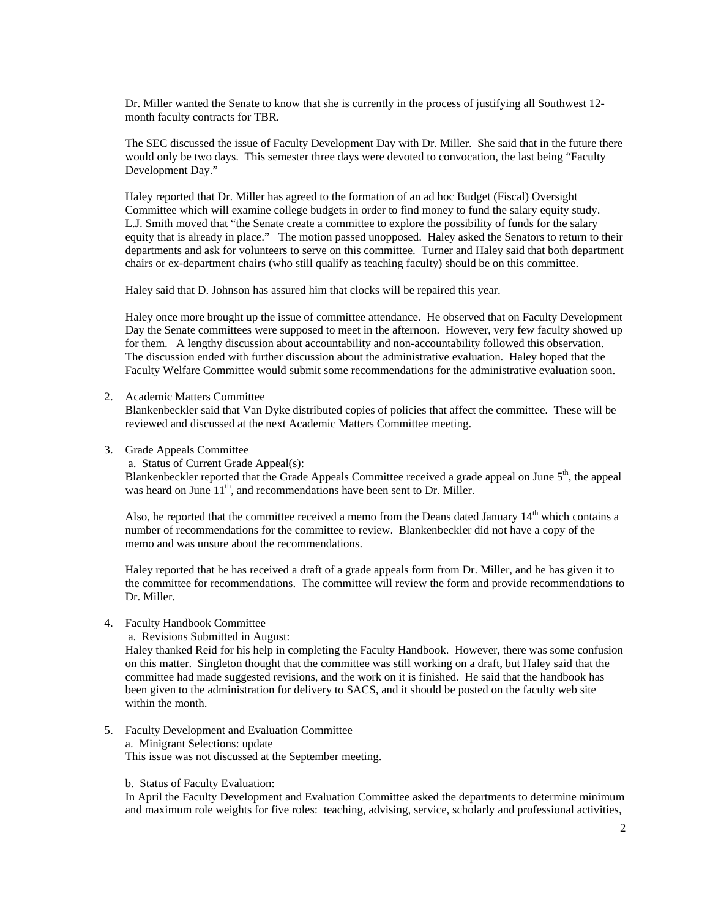Dr. Miller wanted the Senate to know that she is currently in the process of justifying all Southwest 12-month faculty contracts for TBR.

The SEC discussed the issue of Faculty Development Day with Dr. Miller. She said that in the future there would only be two days. This semester three days were devoted to convocation, the last being "Faculty Development Day."

Haley reported that Dr. Miller has agreed to the formation of an ad hoc Budget (Fiscal) Oversight Committee which will examine college budgets in order to find money to fund the salary equity study. L.J. Smith moved that "the Senate create a committee to explore the possibility of funds for the salary equity that is already in place." The motion passed unopposed. Haley asked the Senators to return to their departments and ask for volunteers to serve on this committee. Turner and Haley said that both department chairs or ex-department chairs (who still qualify as teaching faculty) should be on this committee.

Haley said that D. Johnson has assured him that clocks will be repaired this year.

Haley once more brought up the issue of committee attendance. He observed that on Faculty Development Day the Senate committees were supposed to meet in the afternoon. However, very few faculty showed up for them. A lengthy discussion about accountability and non-accountability followed this observation. The discussion ended with further discussion about the administrative evaluation. Haley hoped that the Faculty Welfare Committee would submit some recommendations for the administrative evaluation soon.

2. Academic Matters Committee
   Blankenbeckler said that Van Dyke distributed copies of policies that affect the committee. These will be reviewed and discussed at the next Academic Matters Committee meeting.

3. Grade Appeals Committee
   a. Status of Current Grade Appeal(s):
   Blankenbeckler reported that the Grade Appeals Committee received a grade appeal on June 5th, the appeal was heard on June 11th, and recommendations have been sent to Dr. Miller.

   Also, he reported that the committee received a memo from the Deans dated January 14th which contains a number of recommendations for the committee to review. Blankenbeckler did not have a copy of the memo and was unsure about the recommendations.

   Haley reported that he has received a draft of a grade appeals form from Dr. Miller, and he has given it to the committee for recommendations. The committee will review the form and provide recommendations to Dr. Miller.

4. Faculty Handbook Committee
   a. Revisions Submitted in August:
   Haley thanked Reid for his help in completing the Faculty Handbook. However, there was some confusion on this matter. Singleton thought that the committee was still working on a draft, but Haley said that the committee had made suggested revisions, and the work on it is finished. He said that the handbook has been given to the administration for delivery to SACS, and it should be posted on the faculty web site within the month.

5. Faculty Development and Evaluation Committee
   a. Minigrant Selections: update
   This issue was not discussed at the September meeting.

   b. Status of Faculty Evaluation:
   In April the Faculty Development and Evaluation Committee asked the departments to determine minimum and maximum role weights for five roles: teaching, advising, service, scholarly and professional activities,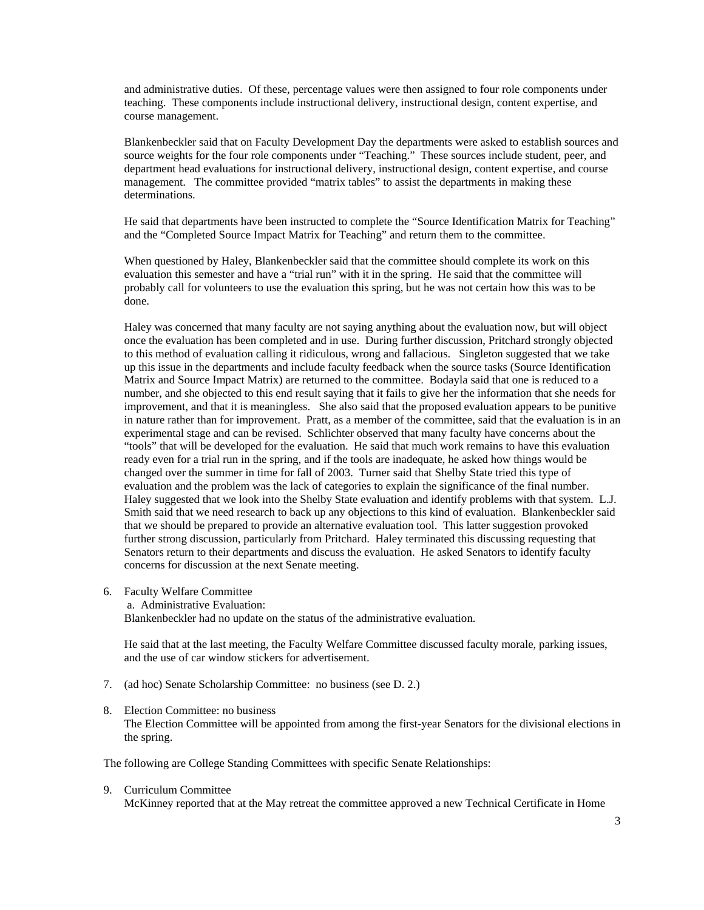and administrative duties. Of these, percentage values were then assigned to four role components under teaching. These components include instructional delivery, instructional design, content expertise, and course management.

Blankenbeckler said that on Faculty Development Day the departments were asked to establish sources and source weights for the four role components under "Teaching." These sources include student, peer, and department head evaluations for instructional delivery, instructional design, content expertise, and course management. The committee provided "matrix tables" to assist the departments in making these determinations.

He said that departments have been instructed to complete the "Source Identification Matrix for Teaching" and the "Completed Source Impact Matrix for Teaching" and return them to the committee.

When questioned by Haley, Blankenbeckler said that the committee should complete its work on this evaluation this semester and have a "trial run" with it in the spring. He said that the committee will probably call for volunteers to use the evaluation this spring, but he was not certain how this was to be done.

Haley was concerned that many faculty are not saying anything about the evaluation now, but will object once the evaluation has been completed and in use. During further discussion, Pritchard strongly objected to this method of evaluation calling it ridiculous, wrong and fallacious. Singleton suggested that we take up this issue in the departments and include faculty feedback when the source tasks (Source Identification Matrix and Source Impact Matrix) are returned to the committee. Bodayla said that one is reduced to a number, and she objected to this end result saying that it fails to give her the information that she needs for improvement, and that it is meaningless. She also said that the proposed evaluation appears to be punitive in nature rather than for improvement. Pratt, as a member of the committee, said that the evaluation is in an experimental stage and can be revised. Schlichter observed that many faculty have concerns about the "tools" that will be developed for the evaluation. He said that much work remains to have this evaluation ready even for a trial run in the spring, and if the tools are inadequate, he asked how things would be changed over the summer in time for fall of 2003. Turner said that Shelby State tried this type of evaluation and the problem was the lack of categories to explain the significance of the final number. Haley suggested that we look into the Shelby State evaluation and identify problems with that system. L.J. Smith said that we need research to back up any objections to this kind of evaluation. Blankenbeckler said that we should be prepared to provide an alternative evaluation tool. This latter suggestion provoked further strong discussion, particularly from Pritchard. Haley terminated this discussing requesting that Senators return to their departments and discuss the evaluation. He asked Senators to identify faculty concerns for discussion at the next Senate meeting.

6. Faculty Welfare Committee
   a. Administrative Evaluation:
   Blankenbeckler had no update on the status of the administrative evaluation.

   He said that at the last meeting, the Faculty Welfare Committee discussed faculty morale, parking issues, and the use of car window stickers for advertisement.

7. (ad hoc) Senate Scholarship Committee: no business (see D. 2.)

8. Election Committee: no business
   The Election Committee will be appointed from among the first-year Senators for the divisional elections in the spring.

The following are College Standing Committees with specific Senate Relationships:

9. Curriculum Committee
   McKinney reported that at the May retreat the committee approved a new Technical Certificate in Home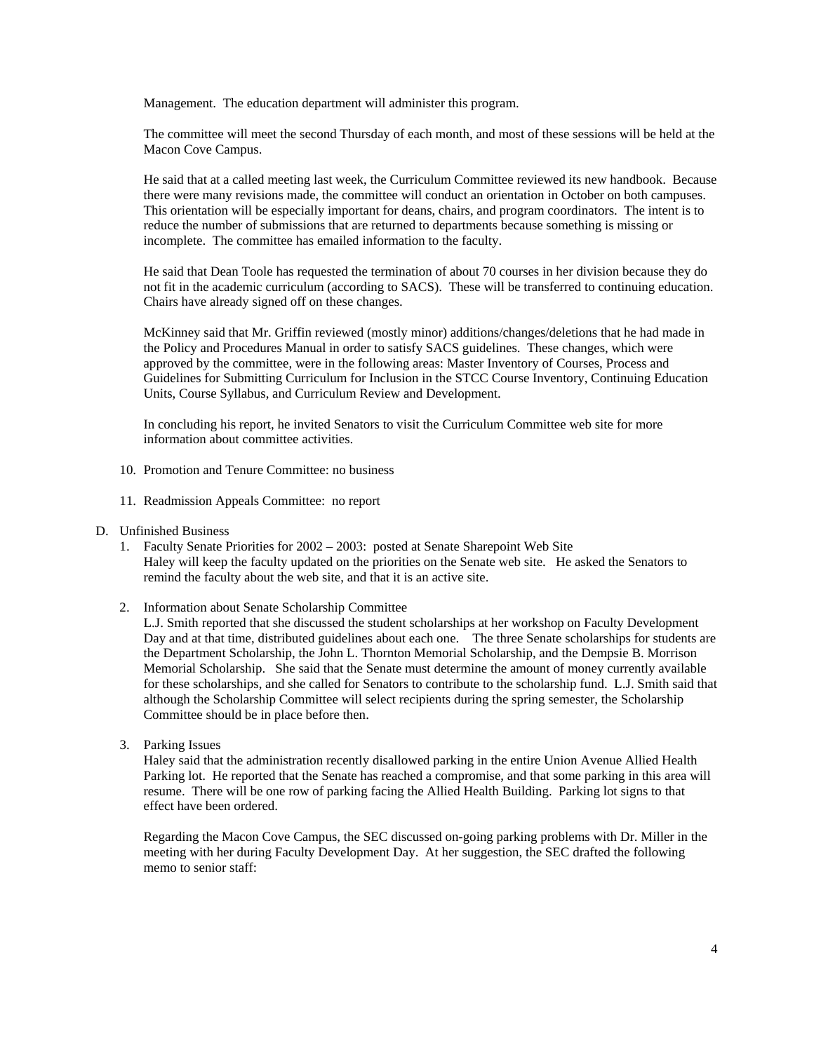Management. The education department will administer this program.

The committee will meet the second Thursday of each month, and most of these sessions will be held at the Macon Cove Campus.

He said that at a called meeting last week, the Curriculum Committee reviewed its new handbook. Because there were many revisions made, the committee will conduct an orientation in October on both campuses. This orientation will be especially important for deans, chairs, and program coordinators. The intent is to reduce the number of submissions that are returned to departments because something is missing or incomplete. The committee has emailed information to the faculty.

He said that Dean Toole has requested the termination of about 70 courses in her division because they do not fit in the academic curriculum (according to SACS). These will be transferred to continuing education. Chairs have already signed off on these changes.

McKinney said that Mr. Griffin reviewed (mostly minor) additions/changes/deletions that he had made in the Policy and Procedures Manual in order to satisfy SACS guidelines. These changes, which were approved by the committee, were in the following areas: Master Inventory of Courses, Process and Guidelines for Submitting Curriculum for Inclusion in the STCC Course Inventory, Continuing Education Units, Course Syllabus, and Curriculum Review and Development.

In concluding his report, he invited Senators to visit the Curriculum Committee web site for more information about committee activities.

10. Promotion and Tenure Committee: no business

11. Readmission Appeals Committee: no report

D. Unfinished Business

1. Faculty Senate Priorities for 2002 – 2003: posted at Senate Sharepoint Web Site
   Haley will keep the faculty updated on the priorities on the Senate web site. He asked the Senators to remind the faculty about the web site, and that it is an active site.

2. Information about Senate Scholarship Committee
   L.J. Smith reported that she discussed the student scholarships at her workshop on Faculty Development Day and at that time, distributed guidelines about each one. The three Senate scholarships for students are the Department Scholarship, the John L. Thornton Memorial Scholarship, and the Dempsie B. Morrison Memorial Scholarship. She said that the Senate must determine the amount of money currently available for these scholarships, and she called for Senators to contribute to the scholarship fund. L.J. Smith said that although the Scholarship Committee will select recipients during the spring semester, the Scholarship Committee should be in place before then.

3. Parking Issues
   Haley said that the administration recently disallowed parking in the entire Union Avenue Allied Health Parking lot. He reported that the Senate has reached a compromise, and that some parking in this area will resume. There will be one row of parking facing the Allied Health Building. Parking lot signs to that effect have been ordered.

   Regarding the Macon Cove Campus, the SEC discussed on-going parking problems with Dr. Miller in the meeting with her during Faculty Development Day. At her suggestion, the SEC drafted the following memo to senior staff: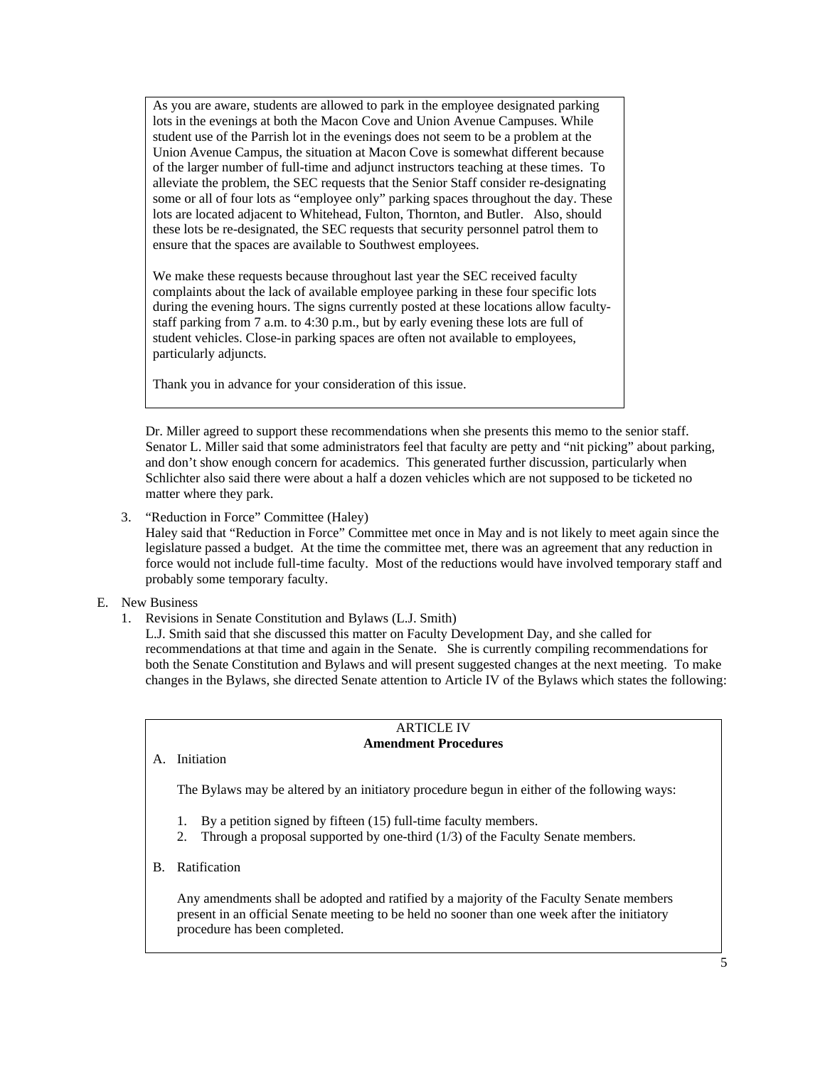> As you are aware, students are allowed to park in the employee designated parking lots in the evenings at both the Macon Cove and Union Avenue Campuses. While student use of the Parrish lot in the evenings does not seem to be a problem at the Union Avenue Campus, the situation at Macon Cove is somewhat different because of the larger number of full-time and adjunct instructors teaching at these times. To alleviate the problem, the SEC requests that the Senior Staff consider re-designating some or all of four lots as "employee only" parking spaces throughout the day. These lots are located adjacent to Whitehead, Fulton, Thornton, and Butler. Also, should these lots be re-designated, the SEC requests that security personnel patrol them to ensure that the spaces are available to Southwest employees.
>
> We make these requests because throughout last year the SEC received faculty complaints about the lack of available employee parking in these four specific lots during the evening hours. The signs currently posted at these locations allow faculty-staff parking from 7 a.m. to 4:30 p.m., but by early evening these lots are full of student vehicles. Close-in parking spaces are often not available to employees, particularly adjuncts.
>
> Thank you in advance for your consideration of this issue.

Dr. Miller agreed to support these recommendations when she presents this memo to the senior staff. Senator L. Miller said that some administrators feel that faculty are petty and "nit picking" about parking, and don't show enough concern for academics. This generated further discussion, particularly when Schlichter also said there were about a half a dozen vehicles which are not supposed to be ticketed no matter where they park.

3. "Reduction in Force" Committee (Haley)
   Haley said that "Reduction in Force" Committee met once in May and is not likely to meet again since the legislature passed a budget. At the time the committee met, there was an agreement that any reduction in force would not include full-time faculty. Most of the reductions would have involved temporary staff and probably some temporary faculty.

E. New Business

1. Revisions in Senate Constitution and Bylaws (L.J. Smith)
   L.J. Smith said that she discussed this matter on Faculty Development Day, and she called for recommendations at that time and again in the Senate. She is currently compiling recommendations for both the Senate Constitution and Bylaws and will present suggested changes at the next meeting. To make changes in the Bylaws, she directed Senate attention to Article IV of the Bylaws which states the following:

> ARTICLE IV
> **Amendment Procedures**
>
> A. Initiation
>
> The Bylaws may be altered by an initiatory procedure begun in either of the following ways:
>
> 1. By a petition signed by fifteen (15) full-time faculty members.
> 2. Through a proposal supported by one-third (1/3) of the Faculty Senate members.
>
> B. Ratification
>
> Any amendments shall be adopted and ratified by a majority of the Faculty Senate members present in an official Senate meeting to be held no sooner than one week after the initiatory procedure has been completed.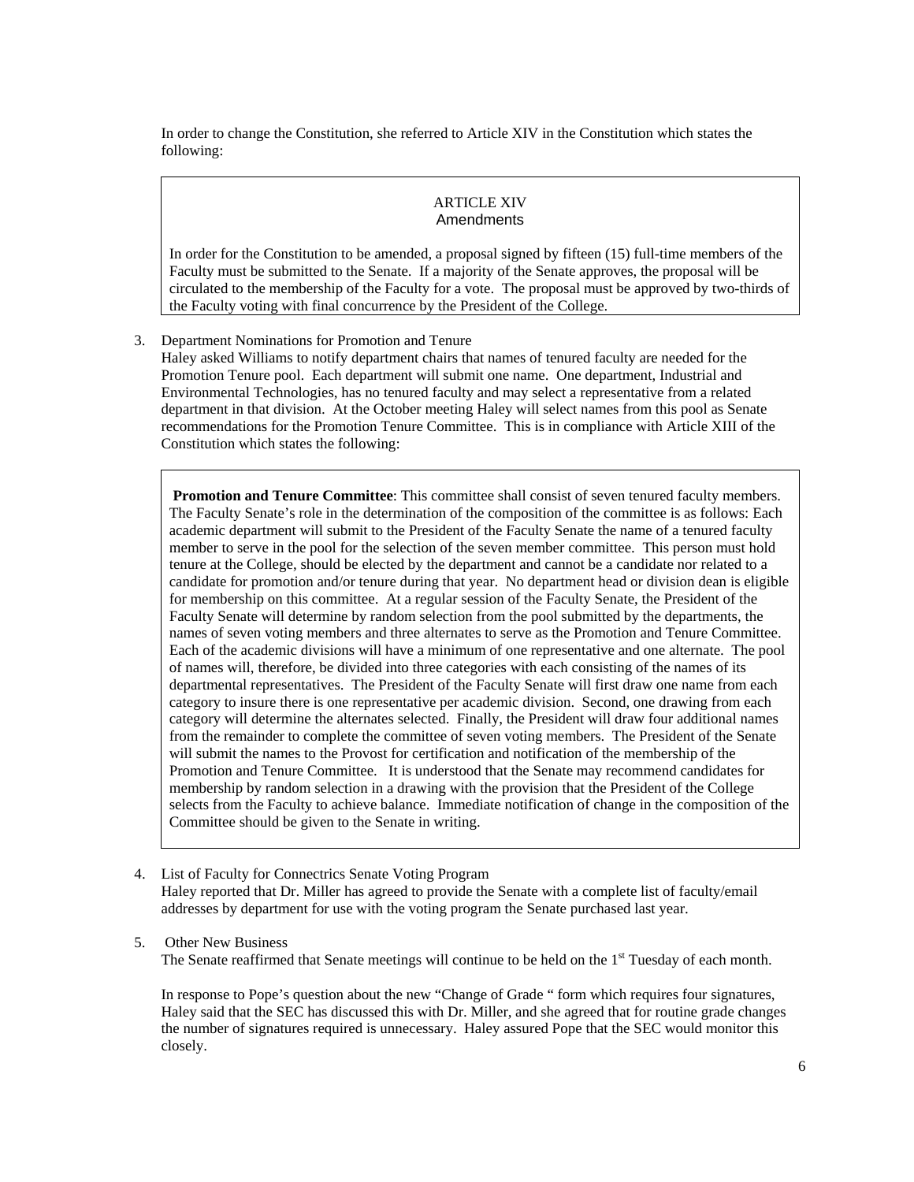In order to change the Constitution, she referred to Article XIV in the Constitution which states the following:

> ARTICLE XIV
> Amendments
>
> In order for the Constitution to be amended, a proposal signed by fifteen (15) full-time members of the Faculty must be submitted to the Senate. If a majority of the Senate approves, the proposal will be circulated to the membership of the Faculty for a vote. The proposal must be approved by two-thirds of the Faculty voting with final concurrence by the President of the College.

3. Department Nominations for Promotion and Tenure
   Haley asked Williams to notify department chairs that names of tenured faculty are needed for the Promotion Tenure pool. Each department will submit one name. One department, Industrial and Environmental Technologies, has no tenured faculty and may select a representative from a related department in that division. At the October meeting Haley will select names from this pool as Senate recommendations for the Promotion Tenure Committee. This is in compliance with Article XIII of the Constitution which states the following:

> **Promotion and Tenure Committee**: This committee shall consist of seven tenured faculty members. The Faculty Senate's role in the determination of the composition of the committee is as follows: Each academic department will submit to the President of the Faculty Senate the name of a tenured faculty member to serve in the pool for the selection of the seven member committee. This person must hold tenure at the College, should be elected by the department and cannot be a candidate nor related to a candidate for promotion and/or tenure during that year. No department head or division dean is eligible for membership on this committee. At a regular session of the Faculty Senate, the President of the Faculty Senate will determine by random selection from the pool submitted by the departments, the names of seven voting members and three alternates to serve as the Promotion and Tenure Committee. Each of the academic divisions will have a minimum of one representative and one alternate. The pool of names will, therefore, be divided into three categories with each consisting of the names of its departmental representatives. The President of the Faculty Senate will first draw one name from each category to insure there is one representative per academic division. Second, one drawing from each category will determine the alternates selected. Finally, the President will draw four additional names from the remainder to complete the committee of seven voting members. The President of the Senate will submit the names to the Provost for certification and notification of the membership of the Promotion and Tenure Committee. It is understood that the Senate may recommend candidates for membership by random selection in a drawing with the provision that the President of the College selects from the Faculty to achieve balance. Immediate notification of change in the composition of the Committee should be given to the Senate in writing.

4. List of Faculty for Connectrics Senate Voting Program
   Haley reported that Dr. Miller has agreed to provide the Senate with a complete list of faculty/email addresses by department for use with the voting program the Senate purchased last year.

5. Other New Business
   The Senate reaffirmed that Senate meetings will continue to be held on the 1st Tuesday of each month.

   In response to Pope's question about the new "Change of Grade " form which requires four signatures, Haley said that the SEC has discussed this with Dr. Miller, and she agreed that for routine grade changes the number of signatures required is unnecessary. Haley assured Pope that the SEC would monitor this closely.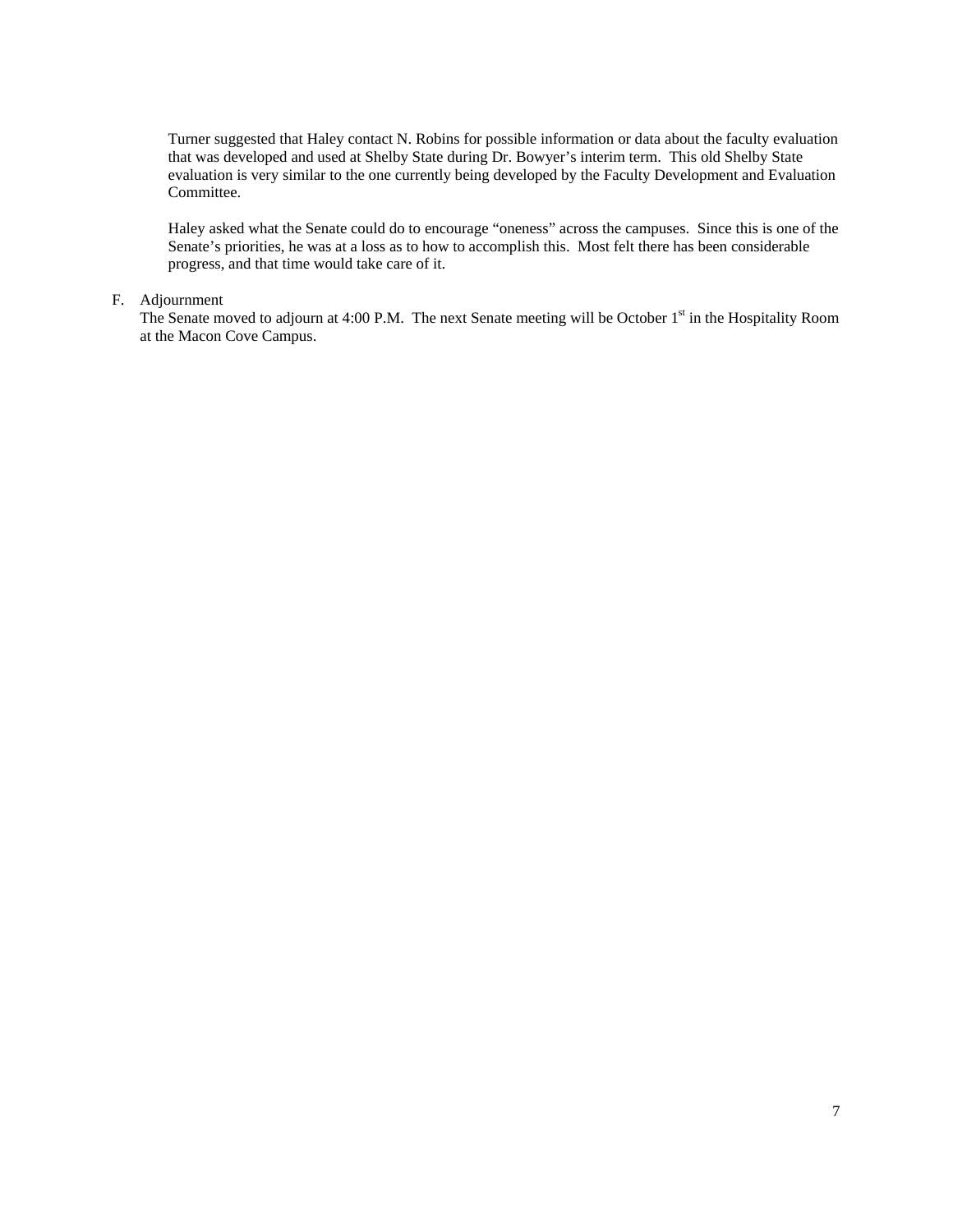Turner suggested that Haley contact N. Robins for possible information or data about the faculty evaluation that was developed and used at Shelby State during Dr. Bowyer's interim term. This old Shelby State evaluation is very similar to the one currently being developed by the Faculty Development and Evaluation Committee.

Haley asked what the Senate could do to encourage "oneness" across the campuses. Since this is one of the Senate's priorities, he was at a loss as to how to accomplish this. Most felt there has been considerable progress, and that time would take care of it.

F. Adjournment

The Senate moved to adjourn at 4:00 P.M. The next Senate meeting will be October 1st in the Hospitality Room at the Macon Cove Campus.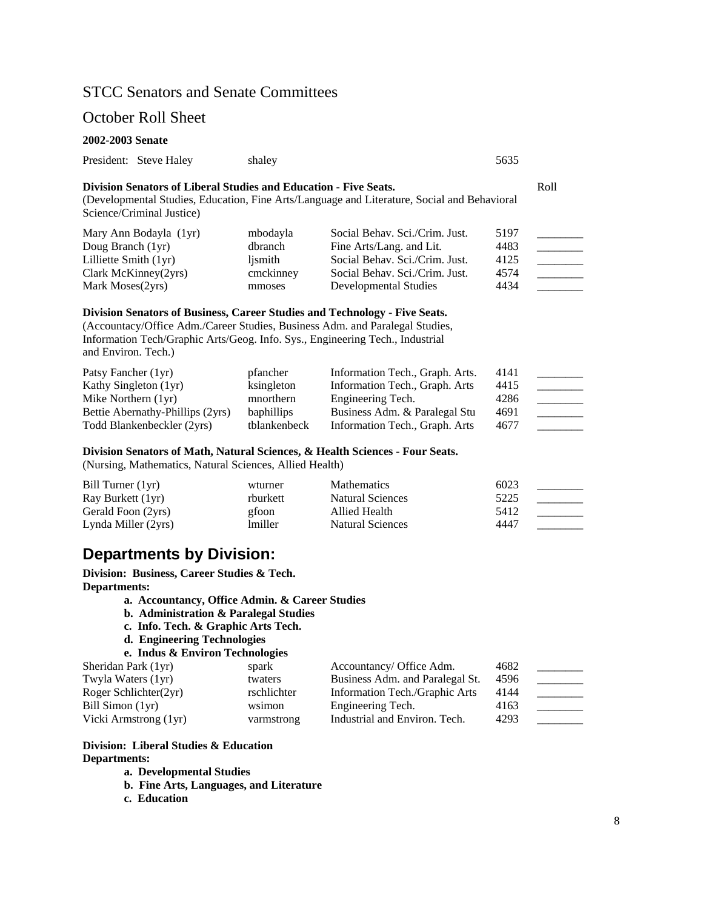## STCC Senators and Senate Committees

## October Roll Sheet

**2002-2003 Senate**

President: Steve Haley shaley 5635

**Division Senators of Liberal Studies and Education - Five Seats.**
(Developmental Studies, Education, Fine Arts/Language and Literature, Social and Behavioral Science/Criminal Justice)

| Name | Email | Department | Ext. | Roll |
|---|---|---|---|---|
| Mary Ann Bodayla (1yr) | mbodayla | Social Behav. Sci./Crim. Just. | 5197 | ________ |
| Doug Branch (1yr) | dbranch | Fine Arts/Lang. and Lit. | 4483 | ________ |
| Lilliette Smith (1yr) | ljsmith | Social Behav. Sci./Crim. Just. | 4125 | ________ |
| Clark McKinney(2yrs) | cmckinney | Social Behav. Sci./Crim. Just. | 4574 | ________ |
| Mark Moses(2yrs) | mmoses | Developmental Studies | 4434 | ________ |

**Division Senators of Business, Career Studies and Technology - Five Seats.**
(Accountacy/Office Adm./Career Studies, Business Adm. and Paralegal Studies, Information Tech/Graphic Arts/Geog. Info. Sys., Engineering Tech., Industrial and Environ. Tech.)

| Name | Email | Department | Ext. | Roll |
|---|---|---|---|---|
| Patsy Fancher (1yr) | pfancher | Information Tech., Graph. Arts. | 4141 | ________ |
| Kathy Singleton (1yr) | ksingleton | Information Tech., Graph. Arts | 4415 | ________ |
| Mike Northern (1yr) | mnorthern | Engineering Tech. | 4286 | ________ |
| Bettie Abernathy-Phillips (2yrs) | baphillips | Business Adm. & Paralegal Stu | 4691 | ________ |
| Todd Blankenbeckler (2yrs) | tblankenbeck | Information Tech., Graph. Arts | 4677 | ________ |

**Division Senators of Math, Natural Sciences, & Health Sciences - Four Seats.**
(Nursing, Mathematics, Natural Sciences, Allied Health)

| Name | Email | Department | Ext. | Roll |
|---|---|---|---|---|
| Bill Turner (1yr) | wturner | Mathematics | 6023 | ________ |
| Ray Burkett (1yr) | rburkett | Natural Sciences | 5225 | ________ |
| Gerald Foon (2yrs) | gfoon | Allied Health | 5412 | ________ |
| Lynda Miller (2yrs) | lmiller | Natural Sciences | 4447 | ________ |

# Departments by Division:

**Division: Business, Career Studies & Tech.**
**Departments:**

- **a. Accountancy, Office Admin. & Career Studies**
- **b. Administration & Paralegal Studies**
- **c. Info. Tech. & Graphic Arts Tech.**
- **d. Engineering Technologies**
- **e. Indus & Environ Technologies**

| Name | Email | Department | Ext. | Roll |
|---|---|---|---|---|
| Sheridan Park (1yr) | spark | Accountancy/ Office Adm. | 4682 | ________ |
| Twyla Waters (1yr) | twaters | Business Adm. and Paralegal St. | 4596 | ________ |
| Roger Schlichter(2yr) | rschlichter | Information Tech./Graphic Arts | 4144 | ________ |
| Bill Simon (1yr) | wsimon | Engineering Tech. | 4163 | ________ |
| Vicki Armstrong (1yr) | varmstrong | Industrial and Environ. Tech. | 4293 | ________ |

**Division: Liberal Studies & Education**
**Departments:**

- **a. Developmental Studies**
- **b. Fine Arts, Languages, and Literature**
- **c. Education**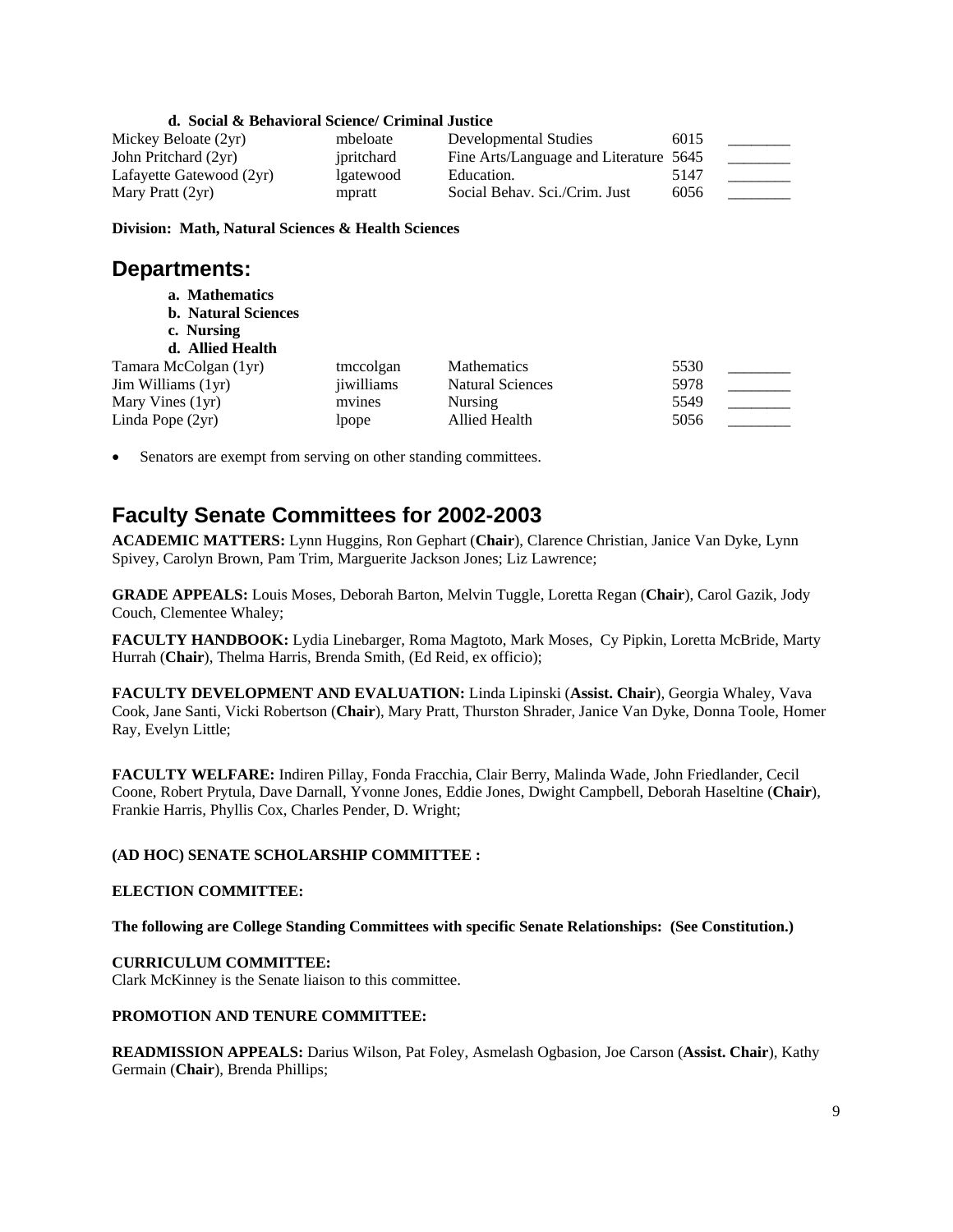#### d. Social & Behavioral Science/ Criminal Justice

| | | | | |
|---|---|---|---|---|
| Mickey Beloate (2yr) | mbeloate | Developmental Studies | 6015 | ________ |
| John Pritchard (2yr) | jpritchard | Fine Arts/Language and Literature | 5645 | ________ |
| Lafayette Gatewood (2yr) | lgatewood | Education. | 5147 | ________ |
| Mary Pratt (2yr) | mpratt | Social Behav. Sci./Crim. Just | 6056 | ________ |

**Division: Math, Natural Sciences & Health Sciences**

## Departments:

- **a. Mathematics**
- **b. Natural Sciences**
- **c. Nursing**
- **d. Allied Health**

| | | | | |
|---|---|---|---|---|
| Tamara McColgan (1yr) | tmccolgan | Mathematics | 5530 | ________ |
| Jim Williams (1yr) | jiwilliams | Natural Sciences | 5978 | ________ |
| Mary Vines (1yr) | mvines | Nursing | 5549 | ________ |
| Linda Pope (2yr) | lpope | Allied Health | 5056 | ________ |

- Senators are exempt from serving on other standing committees.

## Faculty Senate Committees for 2002-2003

**ACADEMIC MATTERS:** Lynn Huggins, Ron Gephart (**Chair**), Clarence Christian, Janice Van Dyke, Lynn Spivey, Carolyn Brown, Pam Trim, Marguerite Jackson Jones; Liz Lawrence;

**GRADE APPEALS:** Louis Moses, Deborah Barton, Melvin Tuggle, Loretta Regan (**Chair**), Carol Gazik, Jody Couch, Clementee Whaley;

**FACULTY HANDBOOK:** Lydia Linebarger, Roma Magtoto, Mark Moses, Cy Pipkin, Loretta McBride, Marty Hurrah (**Chair**), Thelma Harris, Brenda Smith, (Ed Reid, ex officio);

**FACULTY DEVELOPMENT AND EVALUATION:** Linda Lipinski (**Assist. Chair**), Georgia Whaley, Vava Cook, Jane Santi, Vicki Robertson (**Chair**), Mary Pratt, Thurston Shrader, Janice Van Dyke, Donna Toole, Homer Ray, Evelyn Little;

**FACULTY WELFARE:** Indiren Pillay, Fonda Fracchia, Clair Berry, Malinda Wade, John Friedlander, Cecil Coone, Robert Prytula, Dave Darnall, Yvonne Jones, Eddie Jones, Dwight Campbell, Deborah Haseltine (**Chair**), Frankie Harris, Phyllis Cox, Charles Pender, D. Wright;

**(AD HOC) SENATE SCHOLARSHIP COMMITTEE :**

**ELECTION COMMITTEE:**

**The following are College Standing Committees with specific Senate Relationships: (See Constitution.)**

**CURRICULUM COMMITTEE:**
Clark McKinney is the Senate liaison to this committee.

**PROMOTION AND TENURE COMMITTEE:**

**READMISSION APPEALS:** Darius Wilson, Pat Foley, Asmelash Ogbasion, Joe Carson (**Assist. Chair**), Kathy Germain (**Chair**), Brenda Phillips;